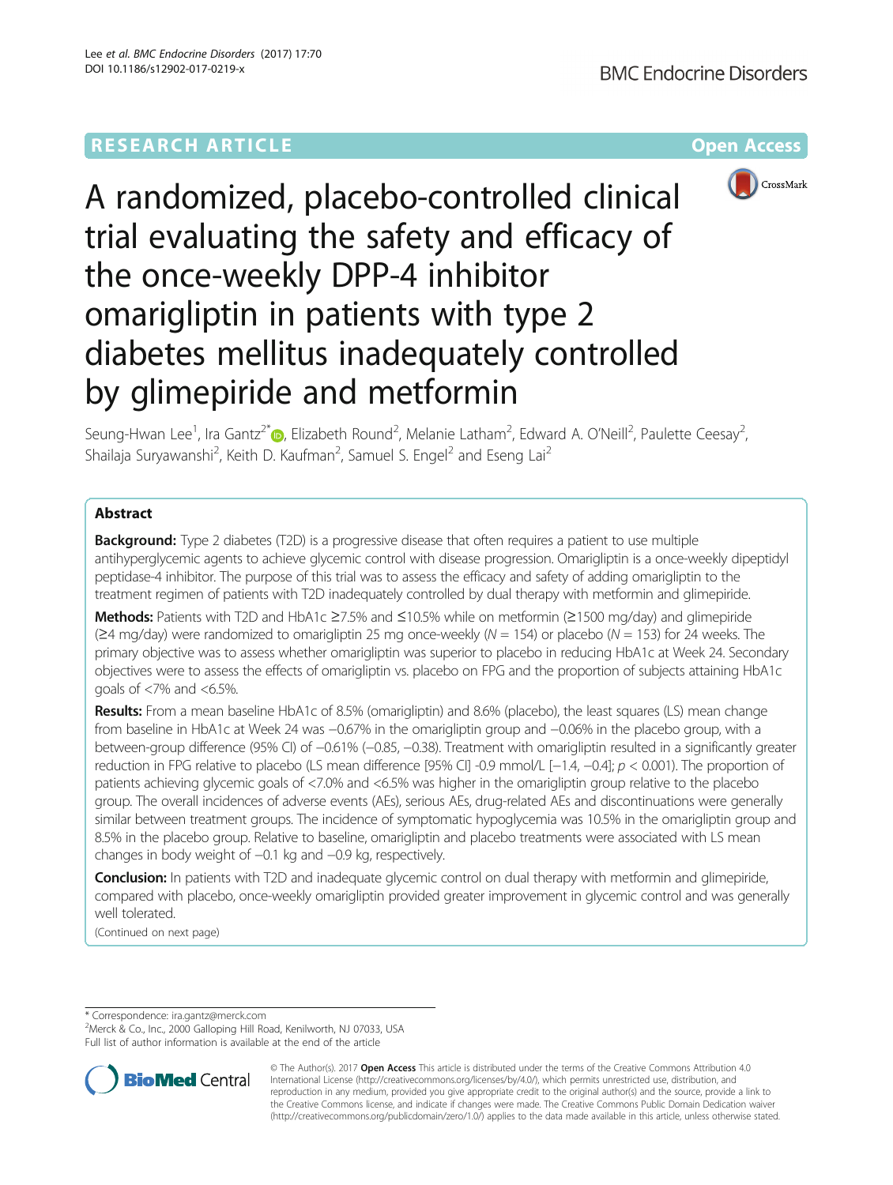RESEARCH ARTICLE

Open Access

# A randomized, placebo-controlled clinical trial evaluating the safety and efficacy of the once-weekly DPP-4 inhibitor omarigliptin in patients with type 2 diabetes mellitus inadequately controlled by glimepiride and metformin

Seung-Hwan Lee[1], Ira Gantz[2*], Elizabeth Round[2], Melanie Latham[2], Edward A. O'Neill[2], Paulette Ceesay[2], Shailaja Suryawanshi[2], Keith D. Kaufman[2], Samuel S. Engel[2] and Eseng Lai[2]

## Abstract

**Background:** Type 2 diabetes (T2D) is a progressive disease that often requires a patient to use multiple antihyperglycemic agents to achieve glycemic control with disease progression. Omarigliptin is a once-weekly dipeptidyl peptidase-4 inhibitor. The purpose of this trial was to assess the efficacy and safety of adding omarigliptin to the treatment regimen of patients with T2D inadequately controlled by dual therapy with metformin and glimepiride.

**Methods:** Patients with T2D and HbA1c ≥7.5% and ≤10.5% while on metformin (≥1500 mg/day) and glimepiride (≥4 mg/day) were randomized to omarigliptin 25 mg once-weekly ($N = 154$) or placebo ($N = 153$) for 24 weeks. The primary objective was to assess whether omarigliptin was superior to placebo in reducing HbA1c at Week 24. Secondary objectives were to assess the effects of omarigliptin vs. placebo on FPG and the proportion of subjects attaining HbA1c goals of <7% and <6.5%.

**Results:** From a mean baseline HbA1c of 8.5% (omarigliptin) and 8.6% (placebo), the least squares (LS) mean change from baseline in HbA1c at Week 24 was −0.67% in the omarigliptin group and −0.06% in the placebo group, with a between-group difference (95% CI) of −0.61% (−0.85, −0.38). Treatment with omarigliptin resulted in a significantly greater reduction in FPG relative to placebo (LS mean difference [95% CI] -0.9 mmol/L [−1.4, −0.4]; $p < 0.001$). The proportion of patients achieving glycemic goals of <7.0% and <6.5% was higher in the omarigliptin group relative to the placebo group. The overall incidences of adverse events (AEs), serious AEs, drug-related AEs and discontinuations were generally similar between treatment groups. The incidence of symptomatic hypoglycemia was 10.5% in the omarigliptin group and 8.5% in the placebo group. Relative to baseline, omarigliptin and placebo treatments were associated with LS mean changes in body weight of −0.1 kg and −0.9 kg, respectively.

**Conclusion:** In patients with T2D and inadequate glycemic control on dual therapy with metformin and glimepiride, compared with placebo, once-weekly omarigliptin provided greater improvement in glycemic control and was generally well tolerated.

(Continued on next page)

\* Correspondence: ira.gantz@merck.com
[2]Merck & Co., Inc., 2000 Galloping Hill Road, Kenilworth, NJ 07033, USA
Full list of author information is available at the end of the article

© The Author(s). 2017 **Open Access** This article is distributed under the terms of the Creative Commons Attribution 4.0 International License (http://creativecommons.org/licenses/by/4.0/), which permits unrestricted use, distribution, and reproduction in any medium, provided you give appropriate credit to the original author(s) and the source, provide a link to the Creative Commons license, and indicate if changes were made. The Creative Commons Public Domain Dedication waiver (http://creativecommons.org/publicdomain/zero/1.0/) applies to the data made available in this article, unless otherwise stated.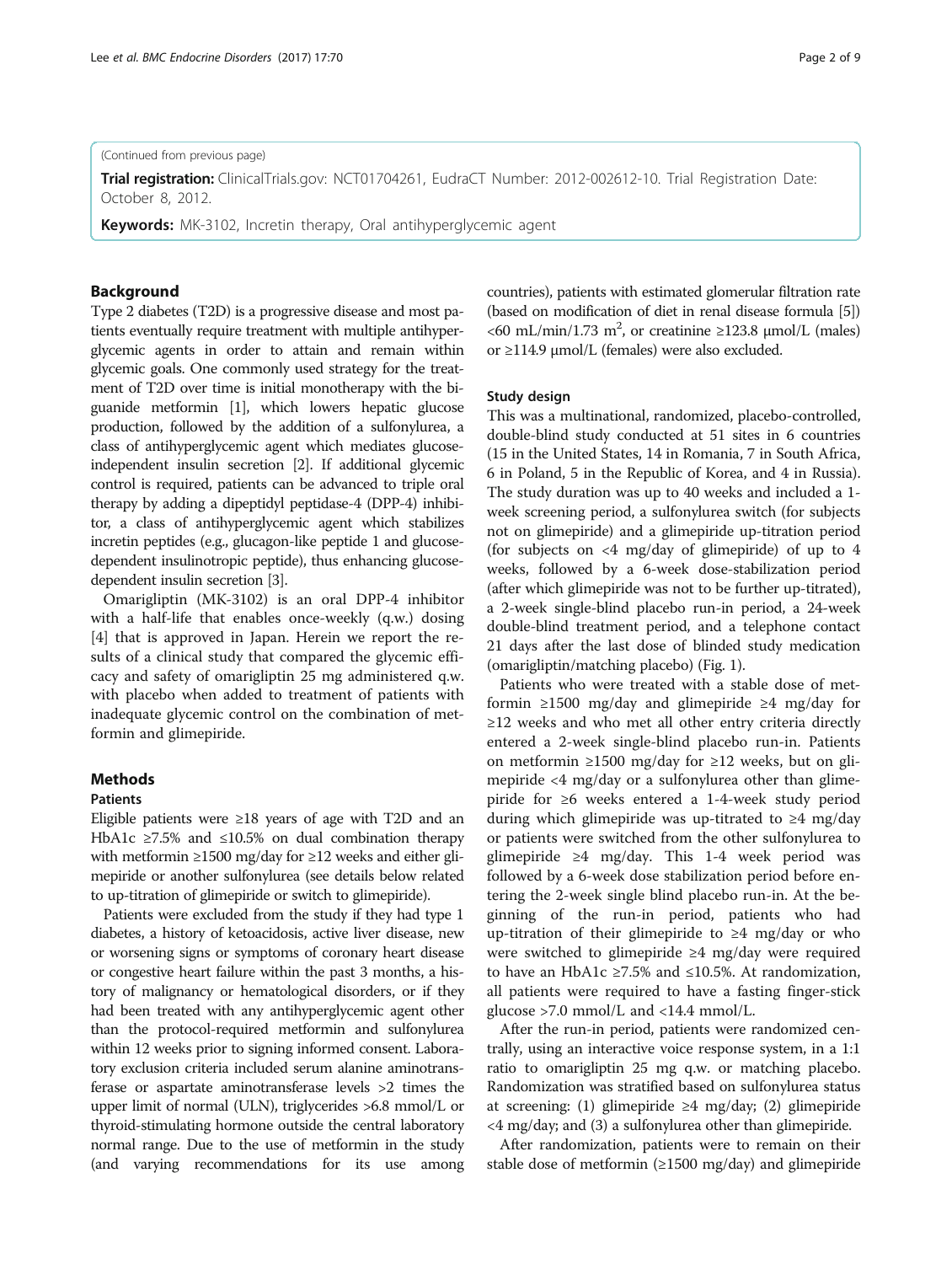(Continued from previous page)

**Trial registration:** ClinicalTrials.gov: NCT01704261, EudraCT Number: 2012-002612-10. Trial Registration Date: October 8, 2012.

**Keywords:** MK-3102, Incretin therapy, Oral antihyperglycemic agent

## Background

Type 2 diabetes (T2D) is a progressive disease and most patients eventually require treatment with multiple antihyperglycemic agents in order to attain and remain within glycemic goals. One commonly used strategy for the treatment of T2D over time is initial monotherapy with the biguanide metformin [1], which lowers hepatic glucose production, followed by the addition of a sulfonylurea, a class of antihyperglycemic agent which mediates glucose-independent insulin secretion [2]. If additional glycemic control is required, patients can be advanced to triple oral therapy by adding a dipeptidyl peptidase-4 (DPP-4) inhibitor, a class of antihyperglycemic agent which stabilizes incretin peptides (e.g., glucagon-like peptide 1 and glucose-dependent insulinotropic peptide), thus enhancing glucose-dependent insulin secretion [3].

Omarigliptin (MK-3102) is an oral DPP-4 inhibitor with a half-life that enables once-weekly (q.w.) dosing [4] that is approved in Japan. Herein we report the results of a clinical study that compared the glycemic efficacy and safety of omarigliptin 25 mg administered q.w. with placebo when added to treatment of patients with inadequate glycemic control on the combination of metformin and glimepiride.

## Methods

### Patients

Eligible patients were ≥18 years of age with T2D and an HbA1c ≥7.5% and ≤10.5% on dual combination therapy with metformin ≥1500 mg/day for ≥12 weeks and either glimepiride or another sulfonylurea (see details below related to up-titration of glimepiride or switch to glimepiride).

Patients were excluded from the study if they had type 1 diabetes, a history of ketoacidosis, active liver disease, new or worsening signs or symptoms of coronary heart disease or congestive heart failure within the past 3 months, a history of malignancy or hematological disorders, or if they had been treated with any antihyperglycemic agent other than the protocol-required metformin and sulfonylurea within 12 weeks prior to signing informed consent. Laboratory exclusion criteria included serum alanine aminotransferase or aspartate aminotransferase levels >2 times the upper limit of normal (ULN), triglycerides >6.8 mmol/L or thyroid-stimulating hormone outside the central laboratory normal range. Due to the use of metformin in the study (and varying recommendations for its use among countries), patients with estimated glomerular filtration rate (based on modification of diet in renal disease formula [5]) <60 mL/min/1.73 $m^2$, or creatinine ≥123.8 μmol/L (males) or ≥114.9 μmol/L (females) were also excluded.

### Study design

This was a multinational, randomized, placebo-controlled, double-blind study conducted at 51 sites in 6 countries (15 in the United States, 14 in Romania, 7 in South Africa, 6 in Poland, 5 in the Republic of Korea, and 4 in Russia). The study duration was up to 40 weeks and included a 1-week screening period, a sulfonylurea switch (for subjects not on glimepiride) and a glimepiride up-titration period (for subjects on <4 mg/day of glimepiride) of up to 4 weeks, followed by a 6-week dose-stabilization period (after which glimepiride was not to be further up-titrated), a 2-week single-blind placebo run-in period, a 24-week double-blind treatment period, and a telephone contact 21 days after the last dose of blinded study medication (omarigliptin/matching placebo) (Fig. 1).

Patients who were treated with a stable dose of metformin ≥1500 mg/day and glimepiride ≥4 mg/day for ≥12 weeks and who met all other entry criteria directly entered a 2-week single-blind placebo run-in. Patients on metformin ≥1500 mg/day for ≥12 weeks, but on glimepiride <4 mg/day or a sulfonylurea other than glimepiride for ≥6 weeks entered a 1-4-week study period during which glimepiride was up-titrated to ≥4 mg/day or patients were switched from the other sulfonylurea to glimepiride ≥4 mg/day. This 1-4 week period was followed by a 6-week dose stabilization period before entering the 2-week single blind placebo run-in. At the beginning of the run-in period, patients who had up-titration of their glimepiride to ≥4 mg/day or who were switched to glimepiride ≥4 mg/day were required to have an HbA1c ≥7.5% and ≤10.5%. At randomization, all patients were required to have a fasting finger-stick glucose >7.0 mmol/L and <14.4 mmol/L.

After the run-in period, patients were randomized centrally, using an interactive voice response system, in a 1:1 ratio to omarigliptin 25 mg q.w. or matching placebo. Randomization was stratified based on sulfonylurea status at screening: (1) glimepiride ≥4 mg/day; (2) glimepiride <4 mg/day; and (3) a sulfonylurea other than glimepiride.

After randomization, patients were to remain on their stable dose of metformin (≥1500 mg/day) and glimepiride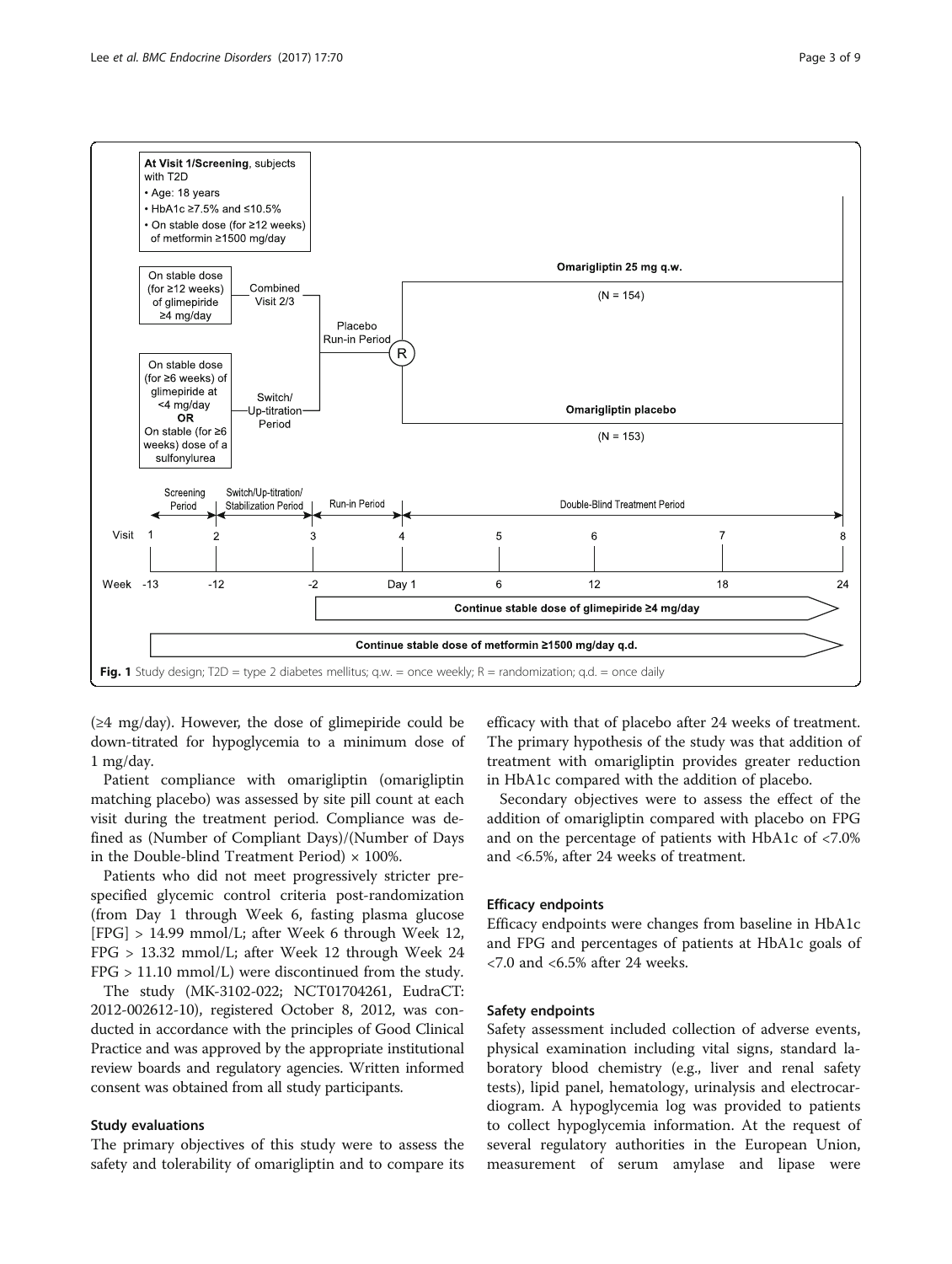Fig. 1 Study design; T2D = type 2 diabetes mellitus; q.w. = once weekly; R = randomization; q.d. = once daily

(≥4 mg/day). However, the dose of glimepiride could be down-titrated for hypoglycemia to a minimum dose of 1 mg/day.

Patient compliance with omarigliptin (omarigliptin matching placebo) was assessed by site pill count at each visit during the treatment period. Compliance was defined as (Number of Compliant Days)/(Number of Days in the Double-blind Treatment Period) × 100%.

Patients who did not meet progressively stricter prespecified glycemic control criteria post-randomization (from Day 1 through Week 6, fasting plasma glucose [FPG] > 14.99 mmol/L; after Week 6 through Week 12, FPG > 13.32 mmol/L; after Week 12 through Week 24 FPG > 11.10 mmol/L) were discontinued from the study.

The study (MK-3102-022; NCT01704261, EudraCT: 2012-002612-10), registered October 8, 2012, was conducted in accordance with the principles of Good Clinical Practice and was approved by the appropriate institutional review boards and regulatory agencies. Written informed consent was obtained from all study participants.

### Study evaluations

The primary objectives of this study were to assess the safety and tolerability of omarigliptin and to compare its efficacy with that of placebo after 24 weeks of treatment. The primary hypothesis of the study was that addition of treatment with omarigliptin provides greater reduction in HbA1c compared with the addition of placebo.

Secondary objectives were to assess the effect of the addition of omarigliptin compared with placebo on FPG and on the percentage of patients with HbA1c of <7.0% and <6.5%, after 24 weeks of treatment.

### Efficacy endpoints

Efficacy endpoints were changes from baseline in HbA1c and FPG and percentages of patients at HbA1c goals of <7.0 and <6.5% after 24 weeks.

### Safety endpoints

Safety assessment included collection of adverse events, physical examination including vital signs, standard laboratory blood chemistry (e.g., liver and renal safety tests), lipid panel, hematology, urinalysis and electrocardiogram. A hypoglycemia log was provided to patients to collect hypoglycemia information. At the request of several regulatory authorities in the European Union, measurement of serum amylase and lipase were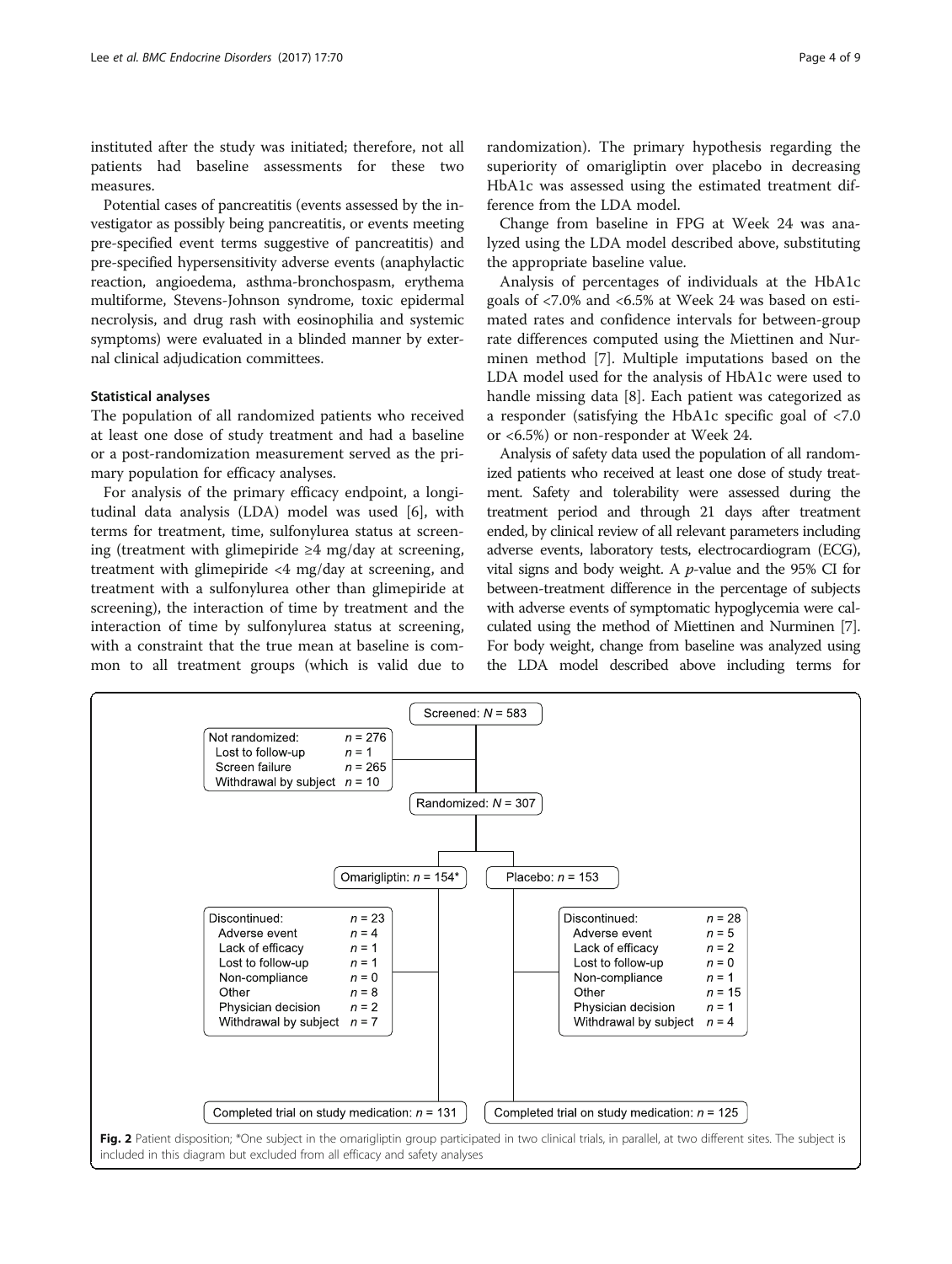instituted after the study was initiated; therefore, not all patients had baseline assessments for these two measures.

Potential cases of pancreatitis (events assessed by the investigator as possibly being pancreatitis, or events meeting pre-specified event terms suggestive of pancreatitis) and pre-specified hypersensitivity adverse events (anaphylactic reaction, angioedema, asthma-bronchospasm, erythema multiforme, Stevens-Johnson syndrome, toxic epidermal necrolysis, and drug rash with eosinophilia and systemic symptoms) were evaluated in a blinded manner by external clinical adjudication committees.

### Statistical analyses

The population of all randomized patients who received at least one dose of study treatment and had a baseline or a post-randomization measurement served as the primary population for efficacy analyses.

For analysis of the primary efficacy endpoint, a longitudinal data analysis (LDA) model was used [6], with terms for treatment, time, sulfonylurea status at screening (treatment with glimepiride ≥4 mg/day at screening, treatment with glimepiride <4 mg/day at screening, and treatment with a sulfonylurea other than glimepiride at screening), the interaction of time by treatment and the interaction of time by sulfonylurea status at screening, with a constraint that the true mean at baseline is common to all treatment groups (which is valid due to randomization). The primary hypothesis regarding the superiority of omarigliptin over placebo in decreasing HbA1c was assessed using the estimated treatment difference from the LDA model.

Change from baseline in FPG at Week 24 was analyzed using the LDA model described above, substituting the appropriate baseline value.

Analysis of percentages of individuals at the HbA1c goals of <7.0% and <6.5% at Week 24 was based on estimated rates and confidence intervals for between-group rate differences computed using the Miettinen and Nurminen method [7]. Multiple imputations based on the LDA model used for the analysis of HbA1c were used to handle missing data [8]. Each patient was categorized as a responder (satisfying the HbA1c specific goal of <7.0 or <6.5%) or non-responder at Week 24.

Analysis of safety data used the population of all randomized patients who received at least one dose of study treatment. Safety and tolerability were assessed during the treatment period and through 21 days after treatment ended, by clinical review of all relevant parameters including adverse events, laboratory tests, electrocardiogram (ECG), vital signs and body weight. A $p$-value and the 95% CI for between-treatment difference in the percentage of subjects with adverse events of symptomatic hypoglycemia were calculated using the method of Miettinen and Nurminen [7]. For body weight, change from baseline was analyzed using the LDA model described above including terms for

Screened: $N$ = 583

Not randomized: $n$ = 276
- Lost to follow-up $n$ = 1
- Screen failure $n$ = 265
- Withdrawal by subject $n$ = 10

Randomized: $N$ = 307

| Omarigliptin: $n$ = 154* | | Placebo: $n$ = 153 | |
|---|---|---|---|
| Discontinued: | $n$ = 23 | Discontinued: | $n$ = 28 |
| Adverse event | $n$ = 4 | Adverse event | $n$ = 5 |
| Lack of efficacy | $n$ = 1 | Lack of efficacy | $n$ = 2 |
| Lost to follow-up | $n$ = 1 | Lost to follow-up | $n$ = 0 |
| Non-compliance | $n$ = 0 | Non-compliance | $n$ = 1 |
| Other | $n$ = 8 | Other | $n$ = 15 |
| Physician decision | $n$ = 2 | Physician decision | $n$ = 1 |
| Withdrawal by subject | $n$ = 7 | Withdrawal by subject | $n$ = 4 |
| Completed trial on study medication: | $n$ = 131 | Completed trial on study medication: | $n$ = 125 |

**Fig. 2** Patient disposition; *One subject in the omarigliptin group participated in two clinical trials, in parallel, at two different sites. The subject is included in this diagram but excluded from all efficacy and safety analyses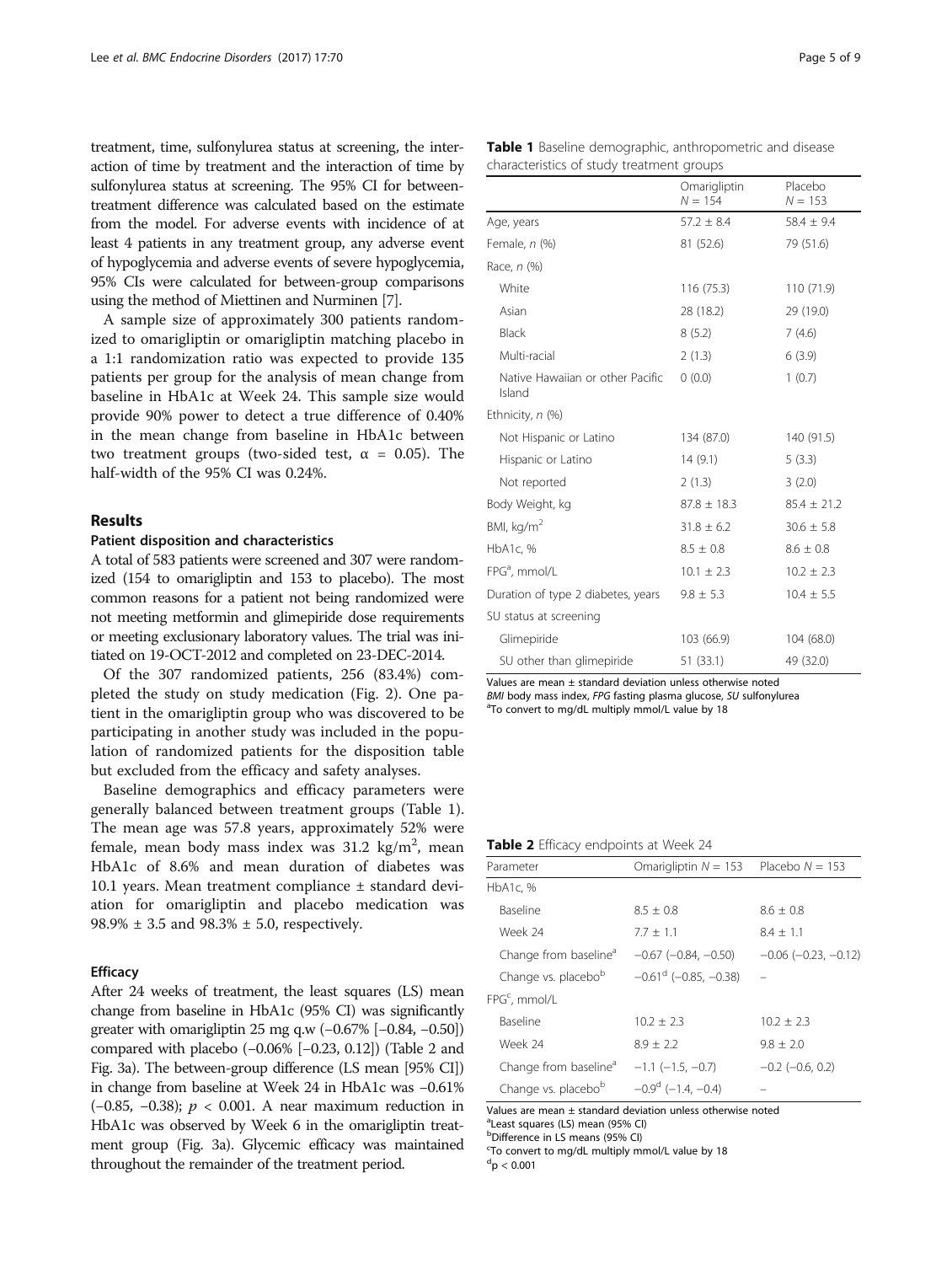treatment, time, sulfonylurea status at screening, the interaction of time by treatment and the interaction of time by sulfonylurea status at screening. The 95% CI for between-treatment difference was calculated based on the estimate from the model. For adverse events with incidence of at least 4 patients in any treatment group, any adverse event of hypoglycemia and adverse events of severe hypoglycemia, 95% CIs were calculated for between-group comparisons using the method of Miettinen and Nurminen [7].

A sample size of approximately 300 patients randomized to omarigliptin or omarigliptin matching placebo in a 1:1 randomization ratio was expected to provide 135 patients per group for the analysis of mean change from baseline in HbA1c at Week 24. This sample size would provide 90% power to detect a true difference of 0.40% in the mean change from baseline in HbA1c between two treatment groups (two-sided test, $\alpha = 0.05$). The half-width of the 95% CI was 0.24%.

## Results

### Patient disposition and characteristics

A total of 583 patients were screened and 307 were randomized (154 to omarigliptin and 153 to placebo). The most common reasons for a patient not being randomized were not meeting metformin and glimepiride dose requirements or meeting exclusionary laboratory values. The trial was initiated on 19-OCT-2012 and completed on 23-DEC-2014.

Of the 307 randomized patients, 256 (83.4%) completed the study on study medication (Fig. 2). One patient in the omarigliptin group who was discovered to be participating in another study was included in the population of randomized patients for the disposition table but excluded from the efficacy and safety analyses.

Baseline demographics and efficacy parameters were generally balanced between treatment groups (Table 1). The mean age was 57.8 years, approximately 52% were female, mean body mass index was 31.2 kg/m$^2$, mean HbA1c of 8.6% and mean duration of diabetes was 10.1 years. Mean treatment compliance ± standard deviation for omarigliptin and placebo medication was 98.9% ± 3.5 and 98.3% ± 5.0, respectively.

### Efficacy

After 24 weeks of treatment, the least squares (LS) mean change from baseline in HbA1c (95% CI) was significantly greater with omarigliptin 25 mg q.w (−0.67% [−0.84, −0.50]) compared with placebo (−0.06% [−0.23, 0.12]) (Table 2 and Fig. 3a). The between-group difference (LS mean [95% CI]) in change from baseline at Week 24 in HbA1c was −0.61% (−0.85, −0.38); $p < 0.001$. A near maximum reduction in HbA1c was observed by Week 6 in the omarigliptin treatment group (Fig. 3a). Glycemic efficacy was maintained throughout the remainder of the treatment period.

**Table 1** Baseline demographic, anthropometric and disease characteristics of study treatment groups

| | Omarigliptin $N = 154$ | Placebo $N = 153$ |
|---|---|---|
| Age, years | 57.2 ± 8.4 | 58.4 ± 9.4 |
| Female, *n* (%) | 81 (52.6) | 79 (51.6) |
| Race, *n* (%) | | |
| White | 116 (75.3) | 110 (71.9) |
| Asian | 28 (18.2) | 29 (19.0) |
| Black | 8 (5.2) | 7 (4.6) |
| Multi-racial | 2 (1.3) | 6 (3.9) |
| Native Hawaiian or other Pacific Island | 0 (0.0) | 1 (0.7) |
| Ethnicity, *n* (%) | | |
| Not Hispanic or Latino | 134 (87.0) | 140 (91.5) |
| Hispanic or Latino | 14 (9.1) | 5 (3.3) |
| Not reported | 2 (1.3) | 3 (2.0) |
| Body Weight, kg | 87.8 ± 18.3 | 85.4 ± 21.2 |
| BMI, kg/m$^2$ | 31.8 ± 6.2 | 30.6 ± 5.8 |
| HbA1c, % | 8.5 ± 0.8 | 8.6 ± 0.8 |
| FPG[a], mmol/L | 10.1 ± 2.3 | 10.2 ± 2.3 |
| Duration of type 2 diabetes, years | 9.8 ± 5.3 | 10.4 ± 5.5 |
| SU status at screening | | |
| Glimepiride | 103 (66.9) | 104 (68.0) |
| SU other than glimepiride | 51 (33.1) | 49 (32.0) |

Values are mean ± standard deviation unless otherwise noted
*BMI* body mass index, *FPG* fasting plasma glucose, *SU* sulfonylurea
[a]To convert to mg/dL multiply mmol/L value by 18

**Table 2** Efficacy endpoints at Week 24

| Parameter | Omarigliptin $N = 153$ | Placebo $N = 153$ |
|---|---|---|
| HbA1c, % | | |
| Baseline | 8.5 ± 0.8 | 8.6 ± 0.8 |
| Week 24 | 7.7 ± 1.1 | 8.4 ± 1.1 |
| Change from baseline[a] | −0.67 (−0.84, −0.50) | −0.06 (−0.23, −0.12) |
| Change vs. placebo[b] | −0.61[d] (−0.85, −0.38) | – |
| FPG[c], mmol/L | | |
| Baseline | 10.2 ± 2.3 | 10.2 ± 2.3 |
| Week 24 | 8.9 ± 2.2 | 9.8 ± 2.0 |
| Change from baseline[a] | −1.1 (−1.5, −0.7) | −0.2 (−0.6, 0.2) |
| Change vs. placebo[b] | −0.9[d] (−1.4, −0.4) | – |

Values are mean ± standard deviation unless otherwise noted
[a]Least squares (LS) mean (95% CI)
[b]Difference in LS means (95% CI)
[c]To convert to mg/dL multiply mmol/L value by 18
[d]$p < 0.001$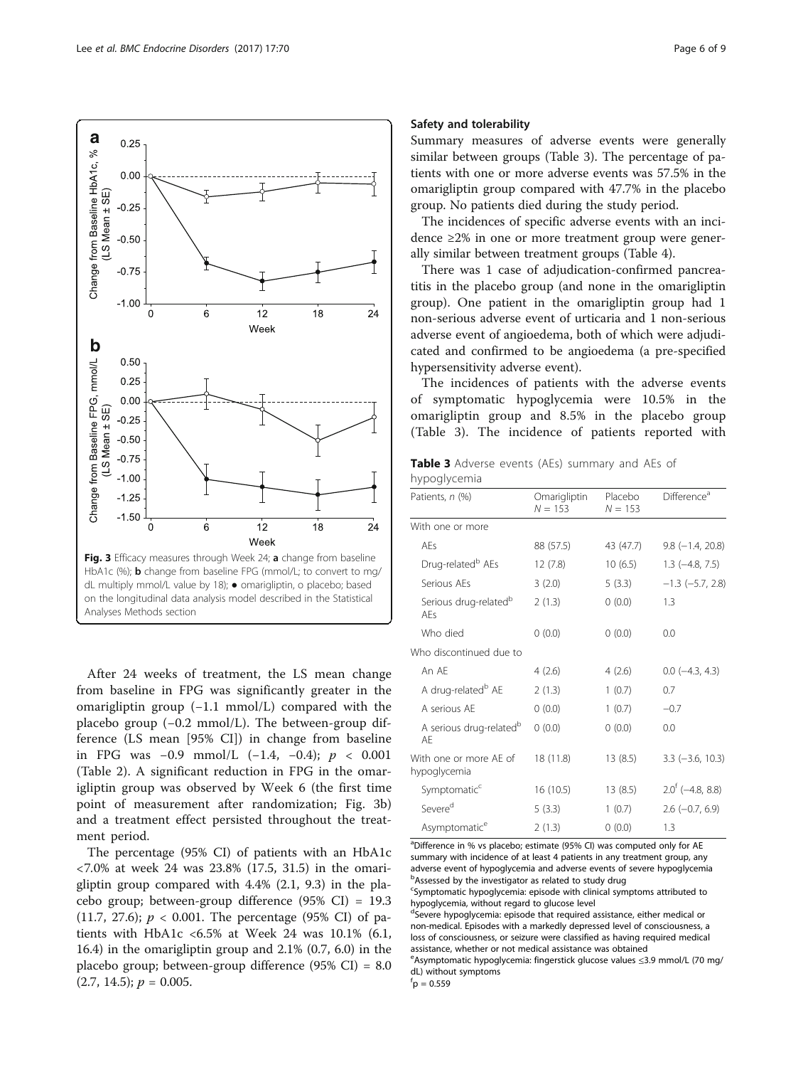Fig. 3 Efficacy measures through Week 24; **a** change from baseline HbA1c (%); **b** change from baseline FPG (mmol/L; to convert to mg/dL multiply mmol/L value by 18); ● omarigliptin, o placebo; based on the longitudinal data analysis model described in the Statistical Analyses Methods section

After 24 weeks of treatment, the LS mean change from baseline in FPG was significantly greater in the omarigliptin group (−1.1 mmol/L) compared with the placebo group (−0.2 mmol/L). The between-group difference (LS mean [95% CI]) in change from baseline in FPG was −0.9 mmol/L (−1.4, −0.4); $p < 0.001$ (Table 2). A significant reduction in FPG in the omarigliptin group was observed by Week 6 (the first time point of measurement after randomization; Fig. 3b) and a treatment effect persisted throughout the treatment period.

The percentage (95% CI) of patients with an HbA1c <7.0% at week 24 was 23.8% (17.5, 31.5) in the omarigliptin group compared with 4.4% (2.1, 9.3) in the placebo group; between-group difference (95% CI) = 19.3 (11.7, 27.6); $p < 0.001$. The percentage (95% CI) of patients with HbA1c <6.5% at Week 24 was 10.1% (6.1, 16.4) in the omarigliptin group and 2.1% (0.7, 6.0) in the placebo group; between-group difference (95% CI) = 8.0 (2.7, 14.5); $p = 0.005$.

### Safety and tolerability

Summary measures of adverse events were generally similar between groups (Table 3). The percentage of patients with one or more adverse events was 57.5% in the omarigliptin group compared with 47.7% in the placebo group. No patients died during the study period.

The incidences of specific adverse events with an incidence ≥2% in one or more treatment group were generally similar between treatment groups (Table 4).

There was 1 case of adjudication-confirmed pancreatitis in the placebo group (and none in the omarigliptin group). One patient in the omarigliptin group had 1 non-serious adverse event of urticaria and 1 non-serious adverse event of angioedema, both of which were adjudicated and confirmed to be angioedema (a pre-specified hypersensitivity adverse event).

The incidences of patients with the adverse events of symptomatic hypoglycemia were 10.5% in the omarigliptin group and 8.5% in the placebo group (Table 3). The incidence of patients reported with

**Table 3** Adverse events (AEs) summary and AEs of hypoglycemia

| Patients, *n* (%) | Omarigliptin $N = 153$ | Placebo $N = 153$ | Difference[a] |
|---|---|---|---|
| With one or more | | | |
| AEs | 88 (57.5) | 43 (47.7) | 9.8 (−1.4, 20.8) |
| Drug-related[b] AEs | 12 (7.8) | 10 (6.5) | 1.3 (−4.8, 7.5) |
| Serious AEs | 3 (2.0) | 5 (3.3) | −1.3 (−5.7, 2.8) |
| Serious drug-related[b] AEs | 2 (1.3) | 0 (0.0) | 1.3 |
| Who died | 0 (0.0) | 0 (0.0) | 0.0 |
| Who discontinued due to | | | |
| An AE | 4 (2.6) | 4 (2.6) | 0.0 (−4.3, 4.3) |
| A drug-related[b] AE | 2 (1.3) | 1 (0.7) | 0.7 |
| A serious AE | 0 (0.0) | 1 (0.7) | −0.7 |
| A serious drug-related[b] AE | 0 (0.0) | 0 (0.0) | 0.0 |
| With one or more AE of hypoglycemia | 18 (11.8) | 13 (8.5) | 3.3 (−3.6, 10.3) |
| Symptomatic[c] | 16 (10.5) | 13 (8.5) | 2.0[f] (−4.8, 8.8) |
| Severe[d] | 5 (3.3) | 1 (0.7) | 2.6 (−0.7, 6.9) |
| Asymptomatic[e] | 2 (1.3) | 0 (0.0) | 1.3 |

[a]Difference in % vs placebo; estimate (95% CI) was computed only for AE summary with incidence of at least 4 patients in any treatment group, any adverse event of hypoglycemia and adverse events of severe hypoglycemia
[b]Assessed by the investigator as related to study drug
[c]Symptomatic hypoglycemia: episode with clinical symptoms attributed to hypoglycemia, without regard to glucose level
[d]Severe hypoglycemia: episode that required assistance, either medical or non-medical. Episodes with a markedly depressed level of consciousness, a loss of consciousness, or seizure were classified as having required medical assistance, whether or not medical assistance was obtained
[e]Asymptomatic hypoglycemia: fingerstick glucose values ≤3.9 mmol/L (70 mg/dL) without symptoms
[f]$p = 0.559$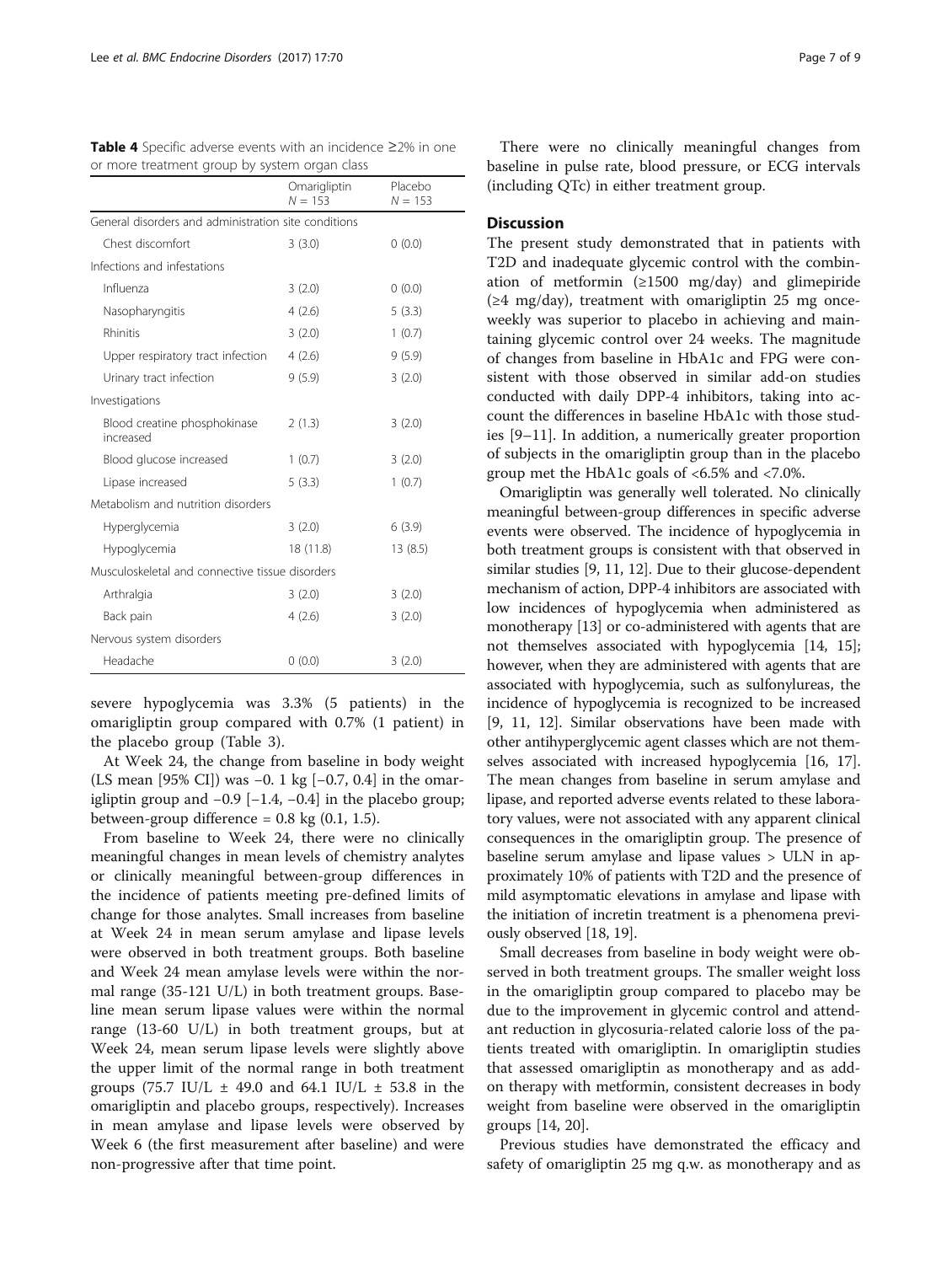**Table 4** Specific adverse events with an incidence ≥2% in one or more treatment group by system organ class

| | Omarigliptin $N = 153$ | Placebo $N = 153$ |
|---|---|---|
| General disorders and administration site conditions | | |
| Chest discomfort | 3 (3.0) | 0 (0.0) |
| Infections and infestations | | |
| Influenza | 3 (2.0) | 0 (0.0) |
| Nasopharyngitis | 4 (2.6) | 5 (3.3) |
| Rhinitis | 3 (2.0) | 1 (0.7) |
| Upper respiratory tract infection | 4 (2.6) | 9 (5.9) |
| Urinary tract infection | 9 (5.9) | 3 (2.0) |
| Investigations | | |
| Blood creatine phosphokinase increased | 2 (1.3) | 3 (2.0) |
| Blood glucose increased | 1 (0.7) | 3 (2.0) |
| Lipase increased | 5 (3.3) | 1 (0.7) |
| Metabolism and nutrition disorders | | |
| Hyperglycemia | 3 (2.0) | 6 (3.9) |
| Hypoglycemia | 18 (11.8) | 13 (8.5) |
| Musculoskeletal and connective tissue disorders | | |
| Arthralgia | 3 (2.0) | 3 (2.0) |
| Back pain | 4 (2.6) | 3 (2.0) |
| Nervous system disorders | | |
| Headache | 0 (0.0) | 3 (2.0) |

severe hypoglycemia was 3.3% (5 patients) in the omarigliptin group compared with 0.7% (1 patient) in the placebo group (Table 3).

At Week 24, the change from baseline in body weight (LS mean [95% CI]) was −0. 1 kg [−0.7, 0.4] in the omarigliptin group and −0.9 [−1.4, −0.4] in the placebo group; between-group difference = 0.8 kg (0.1, 1.5).

From baseline to Week 24, there were no clinically meaningful changes in mean levels of chemistry analytes or clinically meaningful between-group differences in the incidence of patients meeting pre-defined limits of change for those analytes. Small increases from baseline at Week 24 in mean serum amylase and lipase levels were observed in both treatment groups. Both baseline and Week 24 mean amylase levels were within the normal range (35-121 U/L) in both treatment groups. Baseline mean serum lipase values were within the normal range (13-60 U/L) in both treatment groups, but at Week 24, mean serum lipase levels were slightly above the upper limit of the normal range in both treatment groups (75.7 IU/L ± 49.0 and 64.1 IU/L ± 53.8 in the omarigliptin and placebo groups, respectively). Increases in mean amylase and lipase levels were observed by Week 6 (the first measurement after baseline) and were non-progressive after that time point.

There were no clinically meaningful changes from baseline in pulse rate, blood pressure, or ECG intervals (including QTc) in either treatment group.

## Discussion

The present study demonstrated that in patients with T2D and inadequate glycemic control with the combination of metformin (≥1500 mg/day) and glimepiride (≥4 mg/day), treatment with omarigliptin 25 mg once-weekly was superior to placebo in achieving and maintaining glycemic control over 24 weeks. The magnitude of changes from baseline in HbA1c and FPG were consistent with those observed in similar add-on studies conducted with daily DPP-4 inhibitors, taking into account the differences in baseline HbA1c with those studies [9–11]. In addition, a numerically greater proportion of subjects in the omarigliptin group than in the placebo group met the HbA1c goals of <6.5% and <7.0%.

Omarigliptin was generally well tolerated. No clinically meaningful between-group differences in specific adverse events were observed. The incidence of hypoglycemia in both treatment groups is consistent with that observed in similar studies [9, 11, 12]. Due to their glucose-dependent mechanism of action, DPP-4 inhibitors are associated with low incidences of hypoglycemia when administered as monotherapy [13] or co-administered with agents that are not themselves associated with hypoglycemia [14, 15]; however, when they are administered with agents that are associated with hypoglycemia, such as sulfonylureas, the incidence of hypoglycemia is recognized to be increased [9, 11, 12]. Similar observations have been made with other antihyperglycemic agent classes which are not themselves associated with increased hypoglycemia [16, 17]. The mean changes from baseline in serum amylase and lipase, and reported adverse events related to these laboratory values, were not associated with any apparent clinical consequences in the omarigliptin group. The presence of baseline serum amylase and lipase values > ULN in approximately 10% of patients with T2D and the presence of mild asymptomatic elevations in amylase and lipase with the initiation of incretin treatment is a phenomena previously observed [18, 19].

Small decreases from baseline in body weight were observed in both treatment groups. The smaller weight loss in the omarigliptin group compared to placebo may be due to the improvement in glycemic control and attendant reduction in glycosuria-related calorie loss of the patients treated with omarigliptin. In omarigliptin studies that assessed omarigliptin as monotherapy and as add-on therapy with metformin, consistent decreases in body weight from baseline were observed in the omarigliptin groups [14, 20].

Previous studies have demonstrated the efficacy and safety of omarigliptin 25 mg q.w. as monotherapy and as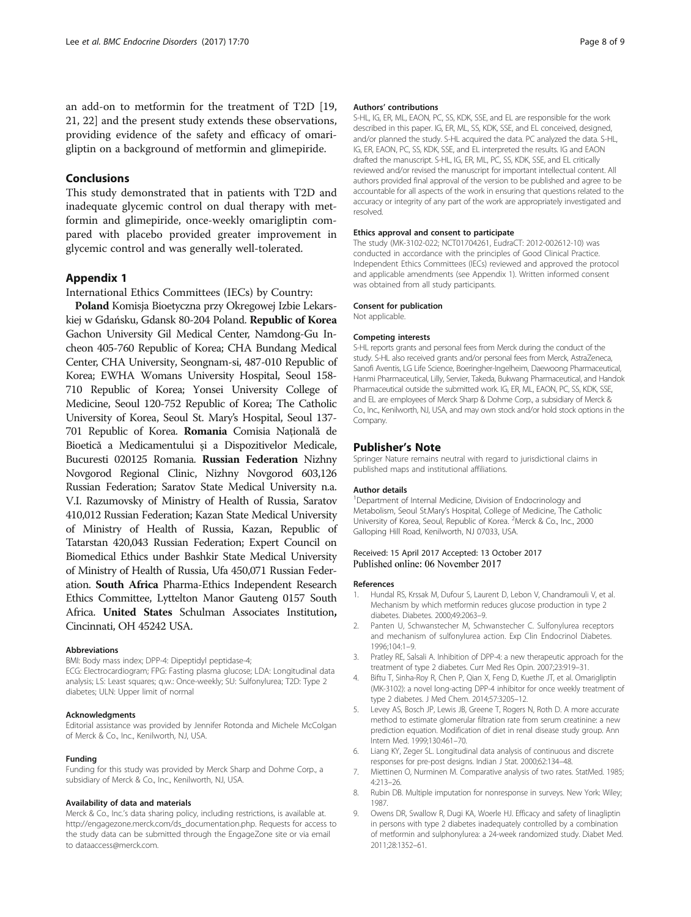an add-on to metformin for the treatment of T2D [19, 21, 22] and the present study extends these observations, providing evidence of the safety and efficacy of omarigliptin on a background of metformin and glimepiride.

## Conclusions

This study demonstrated that in patients with T2D and inadequate glycemic control on dual therapy with metformin and glimepiride, once-weekly omarigliptin compared with placebo provided greater improvement in glycemic control and was generally well-tolerated.

## Appendix 1

International Ethics Committees (IECs) by Country:

**Poland** Komisja Bioetyczna przy Okregowej Izbie Lekarskiej w Gdańsku, Gdansk 80-204 Poland. **Republic of Korea** Gachon University Gil Medical Center, Namdong-Gu Incheon 405-760 Republic of Korea; CHA Bundang Medical Center, CHA University, Seongnam-si, 487-010 Republic of Korea; EWHA Womans University Hospital, Seoul 158-710 Republic of Korea; Yonsei University College of Medicine, Seoul 120-752 Republic of Korea; The Catholic University of Korea, Seoul St. Mary's Hospital, Seoul 137-701 Republic of Korea. **Romania** Comisia Națională de Bioetică a Medicamentului și a Dispozitivelor Medicale, Bucuresti 020125 Romania. **Russian Federation** Nizhny Novgorod Regional Clinic, Nizhny Novgorod 603,126 Russian Federation; Saratov State Medical University n.a. V.I. Razumovsky of Ministry of Health of Russia, Saratov 410,012 Russian Federation; Kazan State Medical University of Ministry of Health of Russia, Kazan, Republic of Tatarstan 420,043 Russian Federation; Expert Council on Biomedical Ethics under Bashkir State Medical University of Ministry of Health of Russia, Ufa 450,071 Russian Federation. **South Africa** Pharma-Ethics Independent Research Ethics Committee, Lyttelton Manor Gauteng 0157 South Africa. **United States** Schulman Associates Institution, Cincinnati, OH 45242 USA.

#### Abbreviations

BMI: Body mass index; DPP-4: Dipeptidyl peptidase-4; ECG: Electrocardiogram; FPG: Fasting plasma glucose; LDA: Longitudinal data analysis; LS: Least squares; q.w.: Once-weekly; SU: Sulfonylurea; T2D: Type 2 diabetes; ULN: Upper limit of normal

#### Acknowledgments

Editorial assistance was provided by Jennifer Rotonda and Michele McColgan of Merck & Co., Inc., Kenilworth, NJ, USA.

#### Funding

Funding for this study was provided by Merck Sharp and Dohme Corp., a subsidiary of Merck & Co., Inc., Kenilworth, NJ, USA.

#### Availability of data and materials

Merck & Co., Inc.'s data sharing policy, including restrictions, is available at. http://engagezone.merck.com/ds_documentation.php. Requests for access to the study data can be submitted through the EngageZone site or via email to dataaccess@merck.com.

#### Authors' contributions

S-HL, IG, ER, ML, EAON, PC, SS, KDK, SSE, and EL are responsible for the work described in this paper. IG, ER, ML, SS, KDK, SSE, and EL conceived, designed, and/or planned the study. S-HL acquired the data. PC analyzed the data. S-HL, IG, ER, EAON, PC, SS, KDK, SSE, and EL interpreted the results. IG and EAON drafted the manuscript. S-HL, IG, ER, ML, PC, SS, KDK, SSE, and EL critically reviewed and/or revised the manuscript for important intellectual content. All authors provided final approval of the version to be published and agree to be accountable for all aspects of the work in ensuring that questions related to the accuracy or integrity of any part of the work are appropriately investigated and resolved.

#### Ethics approval and consent to participate

The study (MK-3102-022; NCT01704261, EudraCT: 2012-002612-10) was conducted in accordance with the principles of Good Clinical Practice. Independent Ethics Committees (IECs) reviewed and approved the protocol and applicable amendments (see Appendix 1). Written informed consent was obtained from all study participants.

#### Consent for publication

Not applicable.

#### Competing interests

S-HL reports grants and personal fees from Merck during the conduct of the study. S-HL also received grants and/or personal fees from Merck, AstraZeneca, Sanofi Aventis, LG Life Science, Boeringher-Ingelheim, Daewoong Pharmaceutical, Hanmi Pharmaceutical, Lilly, Servier, Takeda, Bukwang Pharmaceutical, and Handok Pharmaceutical outside the submitted work. IG, ER, ML, EAON, PC, SS, KDK, SSE, and EL are employees of Merck Sharp & Dohme Corp., a subsidiary of Merck & Co., Inc., Kenilworth, NJ, USA, and may own stock and/or hold stock options in the Company.

## Publisher's Note

Springer Nature remains neutral with regard to jurisdictional claims in published maps and institutional affiliations.

#### Author details

[1]Department of Internal Medicine, Division of Endocrinology and Metabolism, Seoul St.Mary's Hospital, College of Medicine, The Catholic University of Korea, Seoul, Republic of Korea. [2]Merck & Co., Inc., 2000 Galloping Hill Road, Kenilworth, NJ 07033, USA.

Received: 15 April 2017 Accepted: 13 October 2017
Published online: 06 November 2017

#### References

1. Hundal RS, Krssak M, Dufour S, Laurent D, Lebon V, Chandramouli V, et al. Mechanism by which metformin reduces glucose production in type 2 diabetes. Diabetes. 2000;49:2063–9.
2. Panten U, Schwanstecher M, Schwanstecher C. Sulfonylurea receptors and mechanism of sulfonylurea action. Exp Clin Endocrinol Diabetes. 1996;104:1–9.
3. Pratley RE, Salsali A. Inhibition of DPP-4: a new therapeutic approach for the treatment of type 2 diabetes. Curr Med Res Opin. 2007;23:919–31.
4. Biftu T, Sinha-Roy R, Chen P, Qian X, Feng D, Kuethe JT, et al. Omarigliptin (MK-3102): a novel long-acting DPP-4 inhibitor for once weekly treatment of type 2 diabetes. J Med Chem. 2014;57:3205–12.
5. Levey AS, Bosch JP, Lewis JB, Greene T, Rogers N, Roth D. A more accurate method to estimate glomerular filtration rate from serum creatinine: a new prediction equation. Modification of diet in renal disease study group. Ann Intern Med. 1999;130:461–70.
6. Liang KY, Zeger SL. Longitudinal data analysis of continuous and discrete responses for pre-post designs. Indian J Stat. 2000;62:134–48.
7. Miettinen O, Nurminen M. Comparative analysis of two rates. StatMed. 1985; 4:213–26.
8. Rubin DB. Multiple imputation for nonresponse in surveys. New York: Wiley; 1987.
9. Owens DR, Swallow R, Dugi KA, Woerle HJ. Efficacy and safety of linagliptin in persons with type 2 diabetes inadequately controlled by a combination of metformin and sulphonylurea: a 24-week randomized study. Diabet Med. 2011;28:1352–61.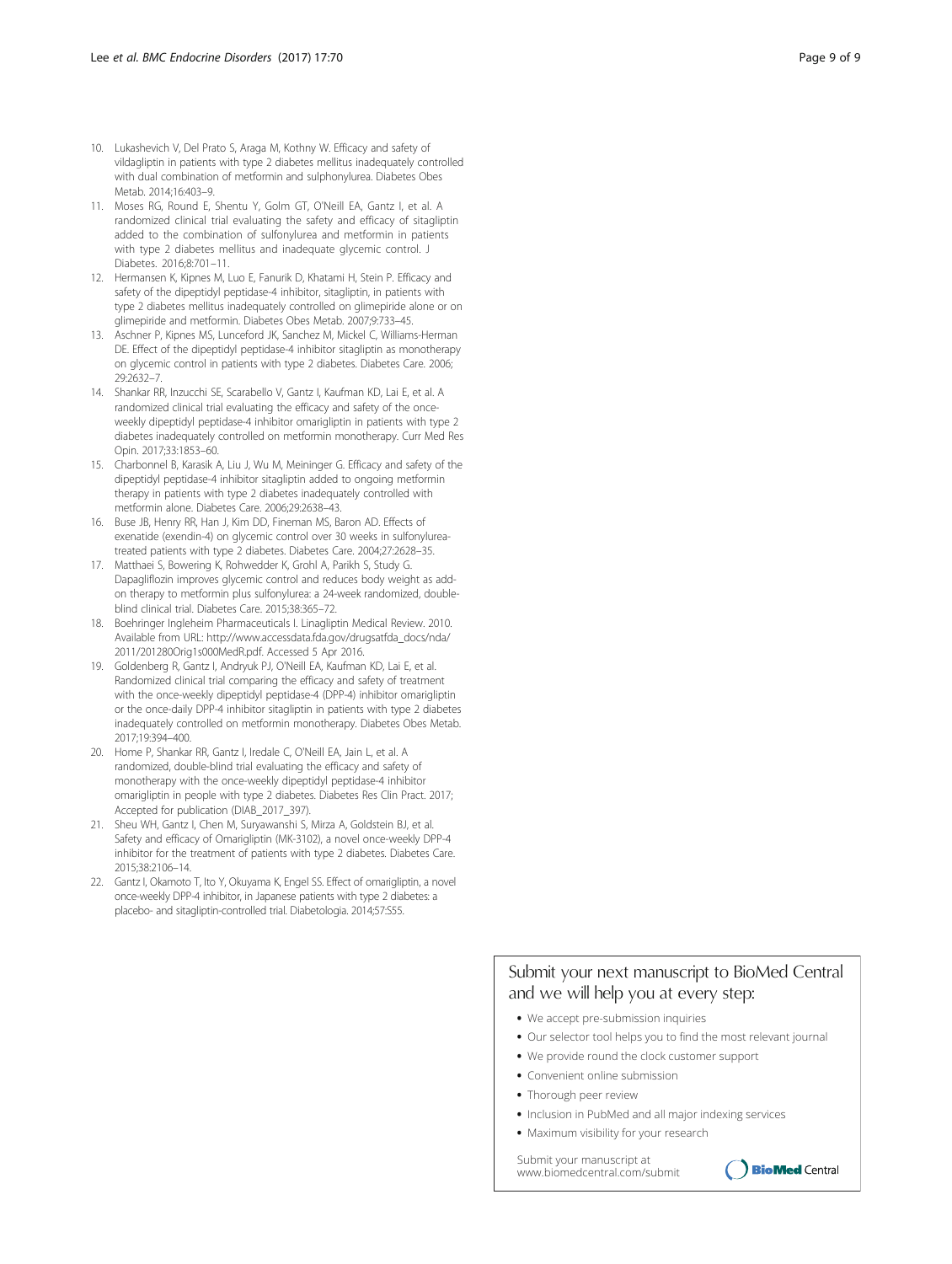10. Lukashevich V, Del Prato S, Araga M, Kothny W. Efficacy and safety of vildagliptin in patients with type 2 diabetes mellitus inadequately controlled with dual combination of metformin and sulphonylurea. Diabetes Obes Metab. 2014;16:403–9.
11. Moses RG, Round E, Shentu Y, Golm GT, O'Neill EA, Gantz I, et al. A randomized clinical trial evaluating the safety and efficacy of sitagliptin added to the combination of sulfonylurea and metformin in patients with type 2 diabetes mellitus and inadequate glycemic control. J Diabetes. 2016;8:701–11.
12. Hermansen K, Kipnes M, Luo E, Fanurik D, Khatami H, Stein P. Efficacy and safety of the dipeptidyl peptidase-4 inhibitor, sitagliptin, in patients with type 2 diabetes mellitus inadequately controlled on glimepiride alone or on glimepiride and metformin. Diabetes Obes Metab. 2007;9:733–45.
13. Aschner P, Kipnes MS, Lunceford JK, Sanchez M, Mickel C, Williams-Herman DE. Effect of the dipeptidyl peptidase-4 inhibitor sitagliptin as monotherapy on glycemic control in patients with type 2 diabetes. Diabetes Care. 2006; 29:2632–7.
14. Shankar RR, Inzucchi SE, Scarabello V, Gantz I, Kaufman KD, Lai E, et al. A randomized clinical trial evaluating the efficacy and safety of the once-weekly dipeptidyl peptidase-4 inhibitor omarigliptin in patients with type 2 diabetes inadequately controlled on metformin monotherapy. Curr Med Res Opin. 2017;33:1853–60.
15. Charbonnel B, Karasik A, Liu J, Wu M, Meininger G. Efficacy and safety of the dipeptidyl peptidase-4 inhibitor sitagliptin added to ongoing metformin therapy in patients with type 2 diabetes inadequately controlled with metformin alone. Diabetes Care. 2006;29:2638–43.
16. Buse JB, Henry RR, Han J, Kim DD, Fineman MS, Baron AD. Effects of exenatide (exendin-4) on glycemic control over 30 weeks in sulfonylurea-treated patients with type 2 diabetes. Diabetes Care. 2004;27:2628–35.
17. Matthaei S, Bowering K, Rohwedder K, Grohl A, Parikh S, Study G. Dapagliflozin improves glycemic control and reduces body weight as add-on therapy to metformin plus sulfonylurea: a 24-week randomized, double-blind clinical trial. Diabetes Care. 2015;38:365–72.
18. Boehringer Ingleheim Pharmaceuticals I. Linagliptin Medical Review. 2010. Available from URL: http://www.accessdata.fda.gov/drugsatfda_docs/nda/2011/201280Orig1s000MedR.pdf. Accessed 5 Apr 2016.
19. Goldenberg R, Gantz I, Andryuk PJ, O'Neill EA, Kaufman KD, Lai E, et al. Randomized clinical trial comparing the efficacy and safety of treatment with the once-weekly dipeptidyl peptidase-4 (DPP-4) inhibitor omarigliptin or the once-daily DPP-4 inhibitor sitagliptin in patients with type 2 diabetes inadequately controlled on metformin monotherapy. Diabetes Obes Metab. 2017;19:394–400.
20. Home P, Shankar RR, Gantz I, Iredale C, O'Neill EA, Jain L, et al. A randomized, double-blind trial evaluating the efficacy and safety of monotherapy with the once-weekly dipeptidyl peptidase-4 inhibitor omarigliptin in people with type 2 diabetes. Diabetes Res Clin Pract. 2017; Accepted for publication (DIAB_2017_397).
21. Sheu WH, Gantz I, Chen M, Suryawanshi S, Mirza A, Goldstein BJ, et al. Safety and efficacy of Omarigliptin (MK-3102), a novel once-weekly DPP-4 inhibitor for the treatment of patients with type 2 diabetes. Diabetes Care. 2015;38:2106–14.
22. Gantz I, Okamoto T, Ito Y, Okuyama K, Engel SS. Effect of omarigliptin, a novel once-weekly DPP-4 inhibitor, in Japanese patients with type 2 diabetes: a placebo- and sitagliptin-controlled trial. Diabetologia. 2014;57:S55.